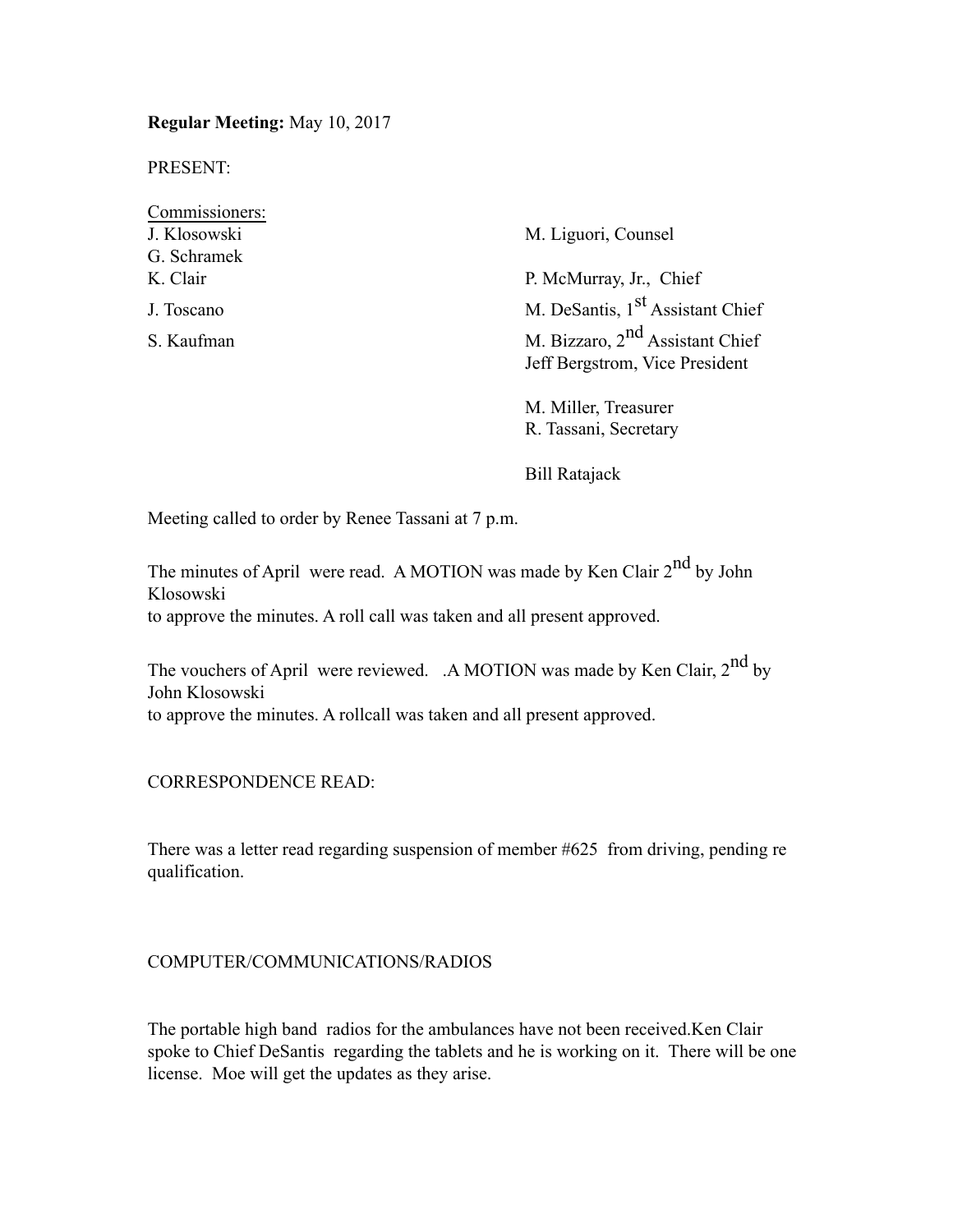**Regular Meeting:** May 10, 2017

PRESENT:

| Commissioners: | |
|---|---|
| J. Klosowski | M. Liguori, Counsel |
| G. Schramek | |
| K. Clair | P. McMurray, Jr., Chief |
| J. Toscano | M. DeSantis, 1st Assistant Chief |
| S. Kaufman | M. Bizzaro, 2nd Assistant Chief |
| | Jeff Bergstrom, Vice President |
| | M. Miller, Treasurer |
| | R. Tassani, Secretary |
| | Bill Ratajack |

Meeting called to order by Renee Tassani at 7 p.m.

The minutes of April were read. A MOTION was made by Ken Clair 2nd by John Klosowski
to approve the minutes. A roll call was taken and all present approved.

The vouchers of April were reviewed. .A MOTION was made by Ken Clair, 2nd by John Klosowski
to approve the minutes. A rollcall was taken and all present approved.

CORRESPONDENCE READ:

There was a letter read regarding suspension of member #625 from driving, pending re qualification.

COMPUTER/COMMUNICATIONS/RADIOS

The portable high band radios for the ambulances have not been received.Ken Clair spoke to Chief DeSantis regarding the tablets and he is working on it. There will be one license. Moe will get the updates as they arise.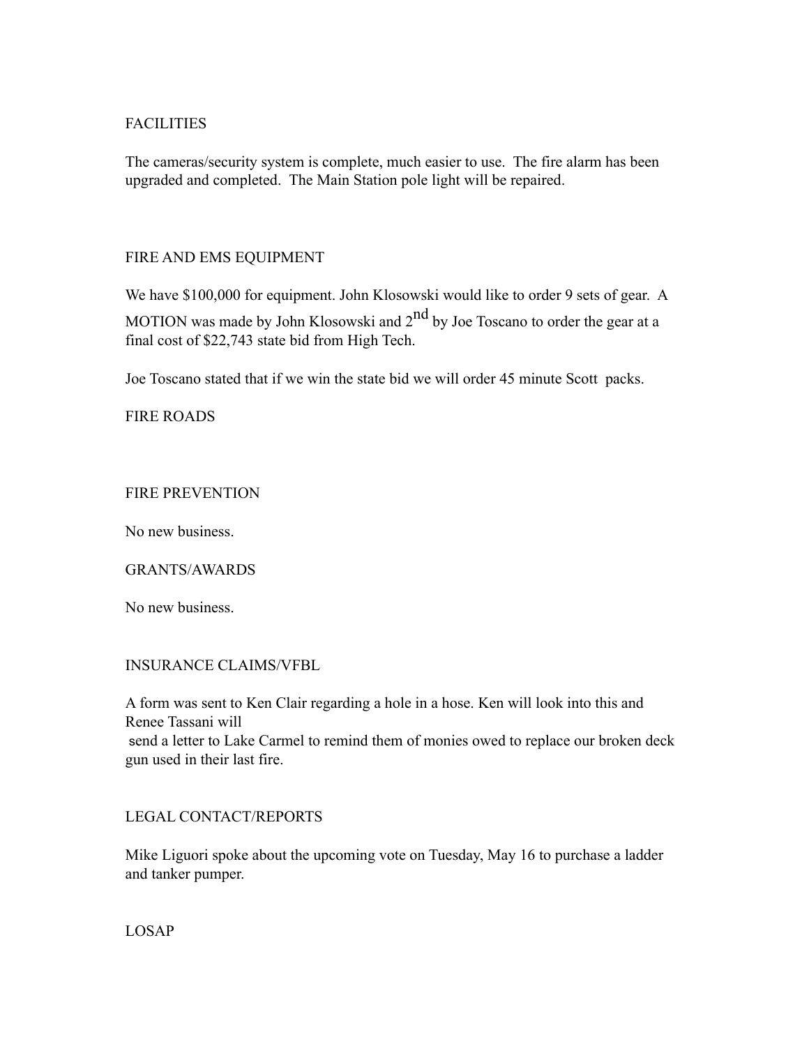## FACILITIES

The cameras/security system is complete, much easier to use. The fire alarm has been upgraded and completed. The Main Station pole light will be repaired.

## FIRE AND EMS EQUIPMENT

We have $100,000 for equipment. John Klosowski would like to order 9 sets of gear. A MOTION was made by John Klosowski and 2nd by Joe Toscano to order the gear at a final cost of $22,743 state bid from High Tech.

Joe Toscano stated that if we win the state bid we will order 45 minute Scott packs.

## FIRE ROADS

## FIRE PREVENTION

No new business.

## GRANTS/AWARDS

No new business.

## INSURANCE CLAIMS/VFBL

A form was sent to Ken Clair regarding a hole in a hose. Ken will look into this and Renee Tassani will send a letter to Lake Carmel to remind them of monies owed to replace our broken deck gun used in their last fire.

## LEGAL CONTACT/REPORTS

Mike Liguori spoke about the upcoming vote on Tuesday, May 16 to purchase a ladder and tanker pumper.

## LOSAP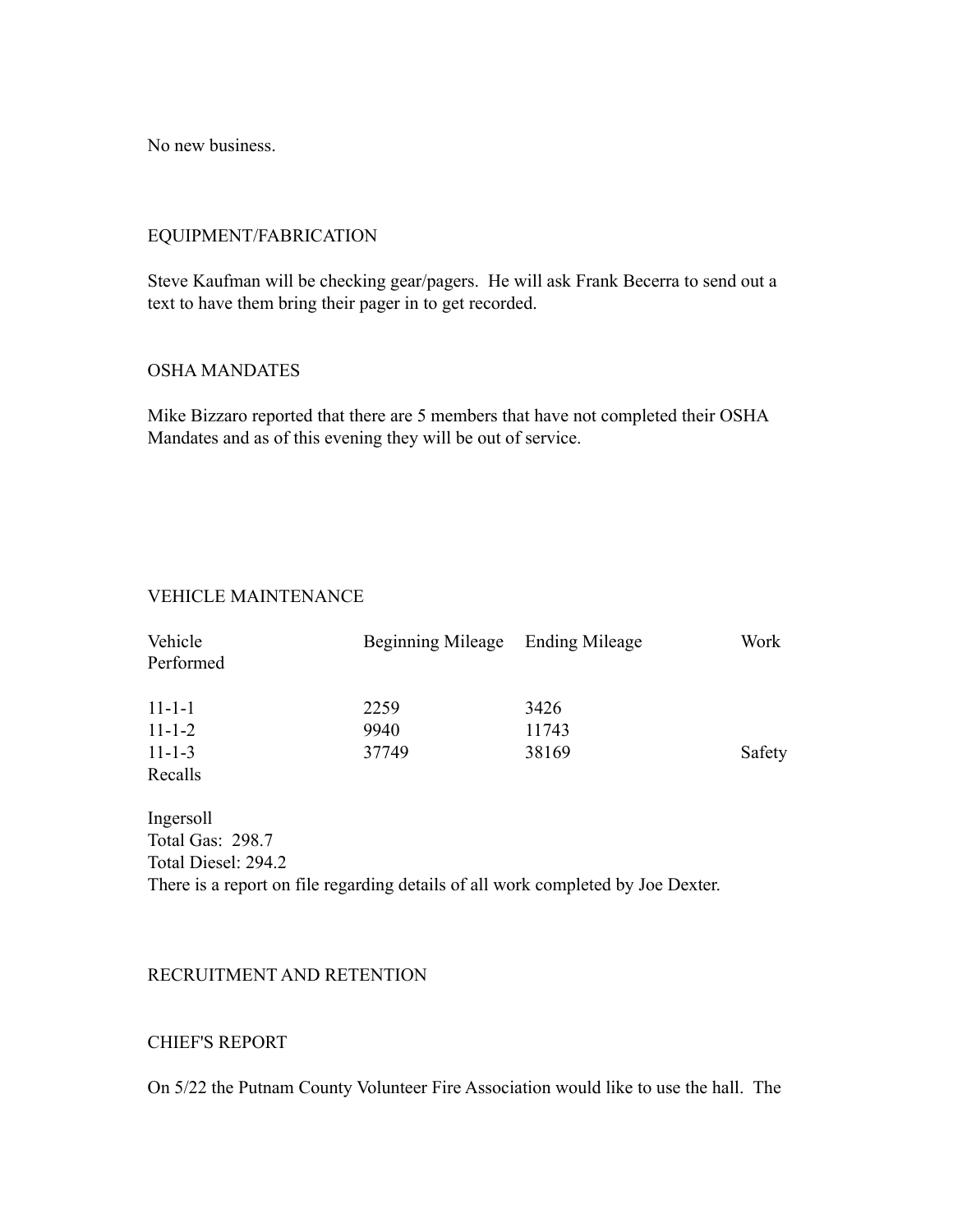No new business.

## EQUIPMENT/FABRICATION

Steve Kaufman will be checking gear/pagers. He will ask Frank Becerra to send out a text to have them bring their pager in to get recorded.

## OSHA MANDATES

Mike Bizzaro reported that there are 5 members that have not completed their OSHA Mandates and as of this evening they will be out of service.

## VEHICLE MAINTENANCE

| Vehicle | Beginning Mileage | Ending Mileage | Work Performed |
|---|---|---|---|
| 11-1-1 | 2259 | 3426 | |
| 11-1-2 | 9940 | 11743 | |
| 11-1-3 | 37749 | 38169 | Safety Recalls |

Ingersoll
Total Gas: 298.7
Total Diesel: 294.2
There is a report on file regarding details of all work completed by Joe Dexter.

## RECRUITMENT AND RETENTION

## CHIEF'S REPORT

On 5/22 the Putnam County Volunteer Fire Association would like to use the hall. The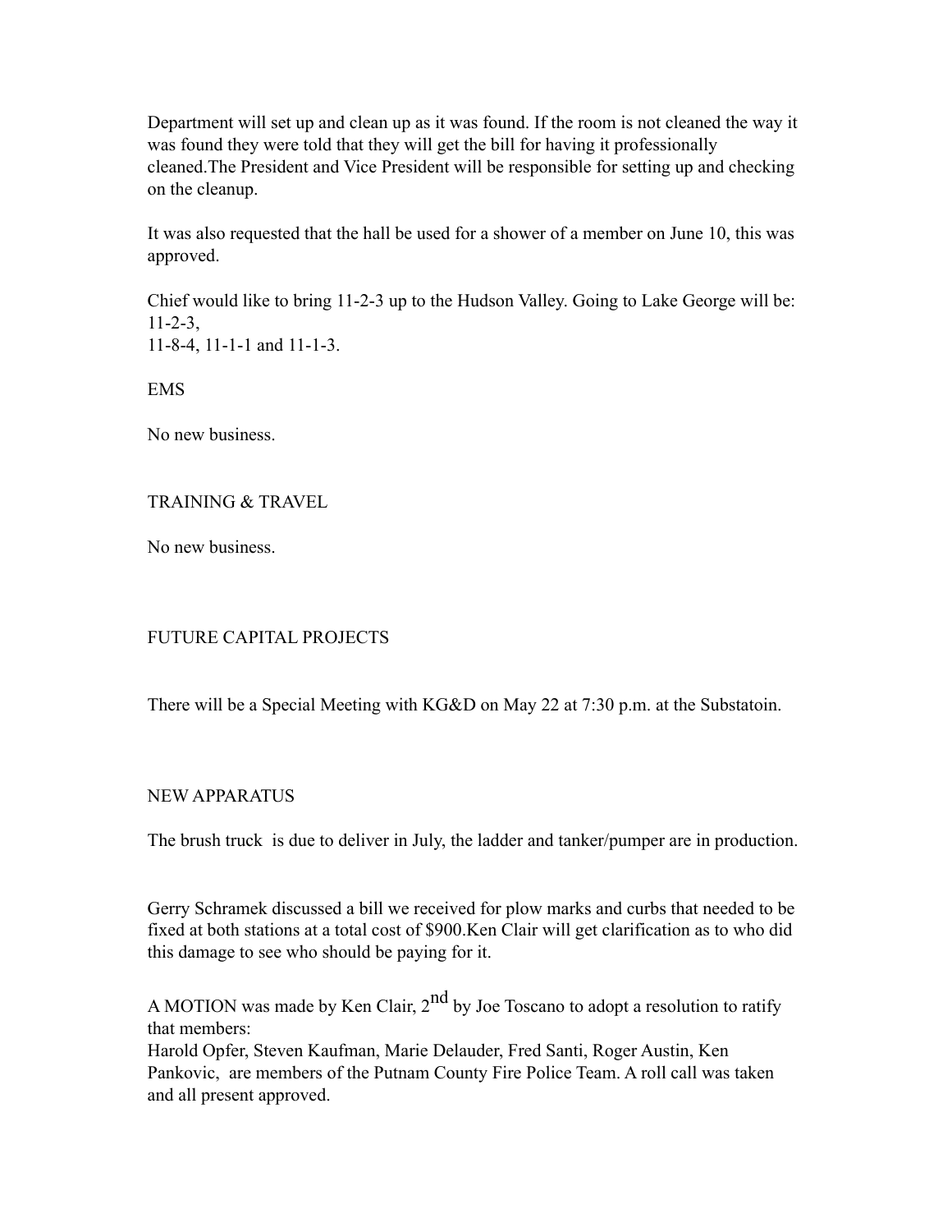Department will set up and clean up as it was found. If the room is not cleaned the way it was found they were told that they will get the bill for having it professionally cleaned.The President and Vice President will be responsible for setting up and checking on the cleanup.

It was also requested that the hall be used for a shower of a member on June 10, this was approved.

Chief would like to bring 11-2-3 up to the Hudson Valley. Going to Lake George will be: 11-2-3,
11-8-4, 11-1-1 and 11-1-3.

EMS

No new business.

TRAINING & TRAVEL

No new business.

FUTURE CAPITAL PROJECTS

There will be a Special Meeting with KG&D on May 22 at 7:30 p.m. at the Substatoin.

NEW APPARATUS

The brush truck is due to deliver in July, the ladder and tanker/pumper are in production.

Gerry Schramek discussed a bill we received for plow marks and curbs that needed to be fixed at both stations at a total cost of $900.Ken Clair will get clarification as to who did this damage to see who should be paying for it.

A MOTION was made by Ken Clair, 2nd by Joe Toscano to adopt a resolution to ratify that members:
Harold Opfer, Steven Kaufman, Marie Delauder, Fred Santi, Roger Austin, Ken Pankovic, are members of the Putnam County Fire Police Team. A roll call was taken and all present approved.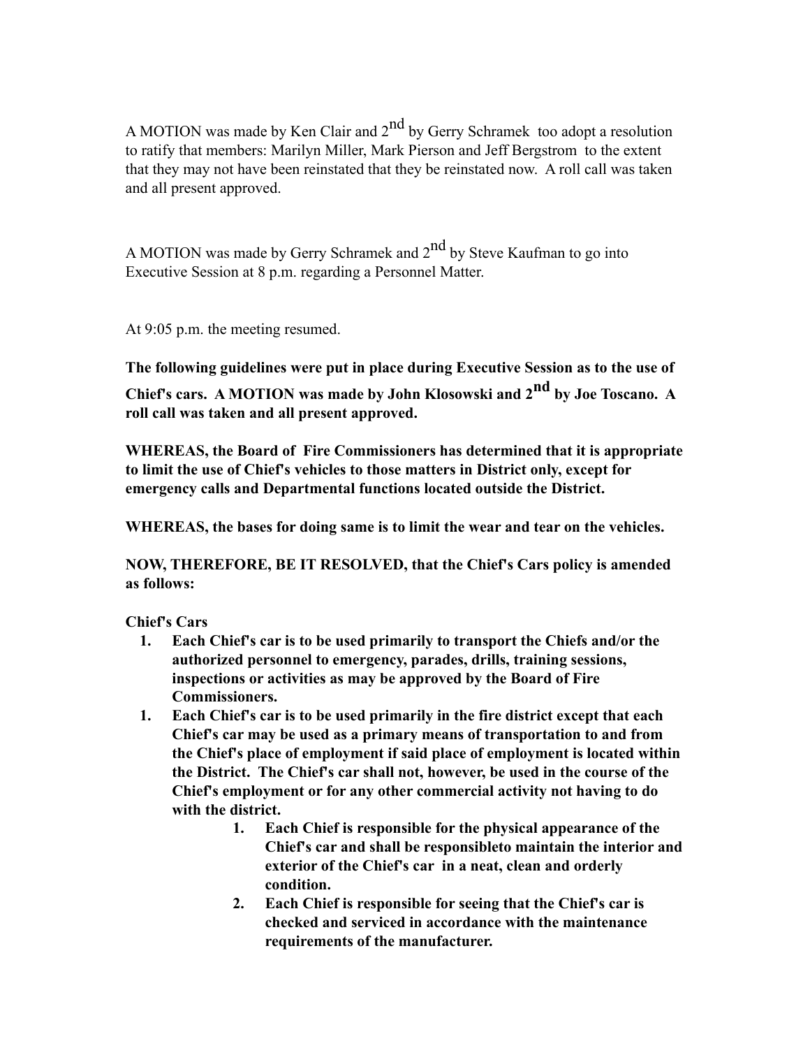A MOTION was made by Ken Clair and 2nd by Gerry Schramek too adopt a resolution to ratify that members: Marilyn Miller, Mark Pierson and Jeff Bergstrom to the extent that they may not have been reinstated that they be reinstated now. A roll call was taken and all present approved.

A MOTION was made by Gerry Schramek and 2nd by Steve Kaufman to go into Executive Session at 8 p.m. regarding a Personnel Matter.

At 9:05 p.m. the meeting resumed.

**The following guidelines were put in place during Executive Session as to the use of Chief's cars. A MOTION was made by John Klosowski and 2nd by Joe Toscano. A roll call was taken and all present approved.**

**WHEREAS, the Board of Fire Commissioners has determined that it is appropriate to limit the use of Chief's vehicles to those matters in District only, except for emergency calls and Departmental functions located outside the District.**

**WHEREAS, the bases for doing same is to limit the wear and tear on the vehicles.**

**NOW, THEREFORE, BE IT RESOLVED, that the Chief's Cars policy is amended as follows:**

**Chief's Cars**

1. **Each Chief's car is to be used primarily to transport the Chiefs and/or the authorized personnel to emergency, parades, drills, training sessions, inspections or activities as may be approved by the Board of Fire Commissioners.**
1. **Each Chief's car is to be used primarily in the fire district except that each Chief's car may be used as a primary means of transportation to and from the Chief's place of employment if said place of employment is located within the District. The Chief's car shall not, however, be used in the course of the Chief's employment or for any other commercial activity not having to do with the district.**
    1. **Each Chief is responsible for the physical appearance of the Chief's car and shall be responsibleto maintain the interior and exterior of the Chief's car in a neat, clean and orderly condition.**
    2. **Each Chief is responsible for seeing that the Chief's car is checked and serviced in accordance with the maintenance requirements of the manufacturer.**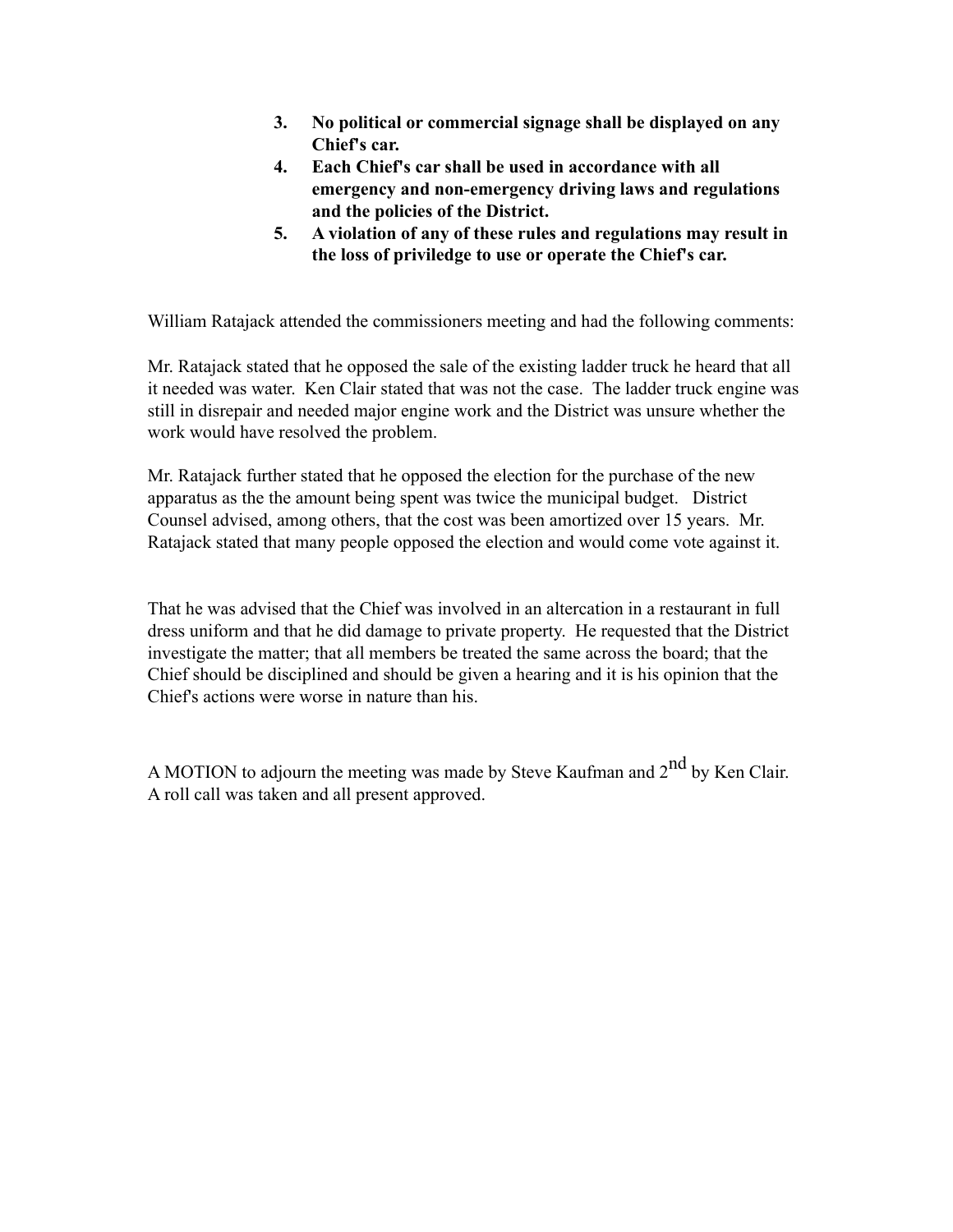3. **No political or commercial signage shall be displayed on any Chief's car.**
4. **Each Chief's car shall be used in accordance with all emergency and non-emergency driving laws and regulations and the policies of the District.**
5. **A violation of any of these rules and regulations may result in the loss of priviledge to use or operate the Chief's car.**

William Ratajack attended the commissioners meeting and had the following comments:

Mr. Ratajack stated that he opposed the sale of the existing ladder truck he heard that all it needed was water. Ken Clair stated that was not the case. The ladder truck engine was still in disrepair and needed major engine work and the District was unsure whether the work would have resolved the problem.

Mr. Ratajack further stated that he opposed the election for the purchase of the new apparatus as the the amount being spent was twice the municipal budget. District Counsel advised, among others, that the cost was been amortized over 15 years. Mr. Ratajack stated that many people opposed the election and would come vote against it.

That he was advised that the Chief was involved in an altercation in a restaurant in full dress uniform and that he did damage to private property. He requested that the District investigate the matter; that all members be treated the same across the board; that the Chief should be disciplined and should be given a hearing and it is his opinion that the Chief's actions were worse in nature than his.

A MOTION to adjourn the meeting was made by Steve Kaufman and 2nd by Ken Clair. A roll call was taken and all present approved.